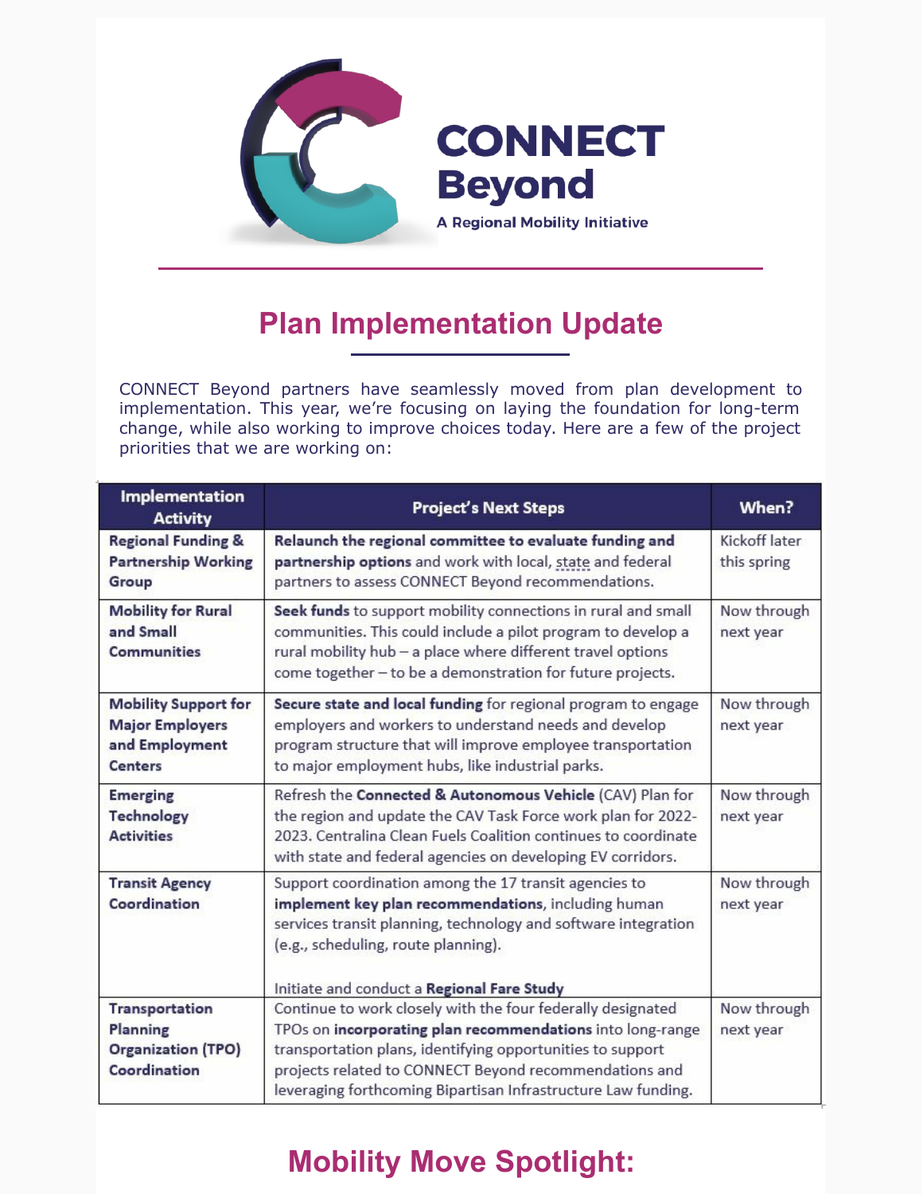# CONNECT Beyond

A Regional Mobility Initiative

## Plan Implementation Update

CONNECT Beyond partners have seamlessly moved from plan development to implementation. This year, we're focusing on laying the foundation for long-term change, while also working to improve choices today. Here are a few of the project priorities that we are working on:

| Implementation Activity | Project's Next Steps | When? |
|---|---|---|
| **Regional Funding & Partnership Working Group** | **Relaunch the regional committee to evaluate funding and partnership options** and work with local, state and federal partners to assess CONNECT Beyond recommendations. | Kickoff later this spring |
| **Mobility for Rural and Small Communities** | **Seek funds** to support mobility connections in rural and small communities. This could include a pilot program to develop a rural mobility hub – a place where different travel options come together – to be a demonstration for future projects. | Now through next year |
| **Mobility Support for Major Employers and Employment Centers** | **Secure state and local funding** for regional program to engage employers and workers to understand needs and develop program structure that will improve employee transportation to major employment hubs, like industrial parks. | Now through next year |
| **Emerging Technology Activities** | Refresh the **Connected & Autonomous Vehicle** (CAV) Plan for the region and update the CAV Task Force work plan for 2022-2023. Centralina Clean Fuels Coalition continues to coordinate with state and federal agencies on developing EV corridors. | Now through next year |
| **Transit Agency Coordination** | Support coordination among the 17 transit agencies to **implement key plan recommendations**, including human services transit planning, technology and software integration (e.g., scheduling, route planning).<br><br>Initiate and conduct a **Regional Fare Study** | Now through next year |
| **Transportation Planning Organization (TPO) Coordination** | Continue to work closely with the four federally designated TPOs on **incorporating plan recommendations** into long-range transportation plans, identifying opportunities to support projects related to CONNECT Beyond recommendations and leveraging forthcoming Bipartisan Infrastructure Law funding. | Now through next year |

## Mobility Move Spotlight: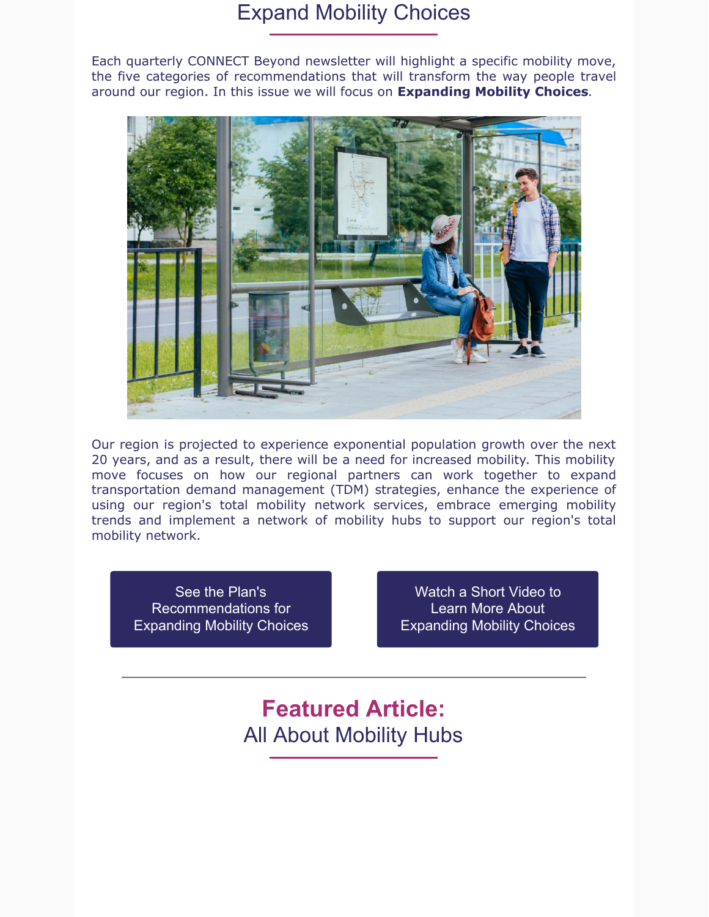# Expand Mobility Choices

Each quarterly CONNECT Beyond newsletter will highlight a specific mobility move, the five categories of recommendations that will transform the way people travel around our region. In this issue we will focus on **Expanding Mobility Choices**.

Our region is projected to experience exponential population growth over the next 20 years, and as a result, there will be a need for increased mobility. This mobility move focuses on how our regional partners can work together to expand transportation demand management (TDM) strategies, enhance the experience of using our region's total mobility network services, embrace emerging mobility trends and implement a network of mobility hubs to support our region's total mobility network.

See the Plan's Recommendations for Expanding Mobility Choices

Watch a Short Video to Learn More About Expanding Mobility Choices

---

## Featured Article:
## All About Mobility Hubs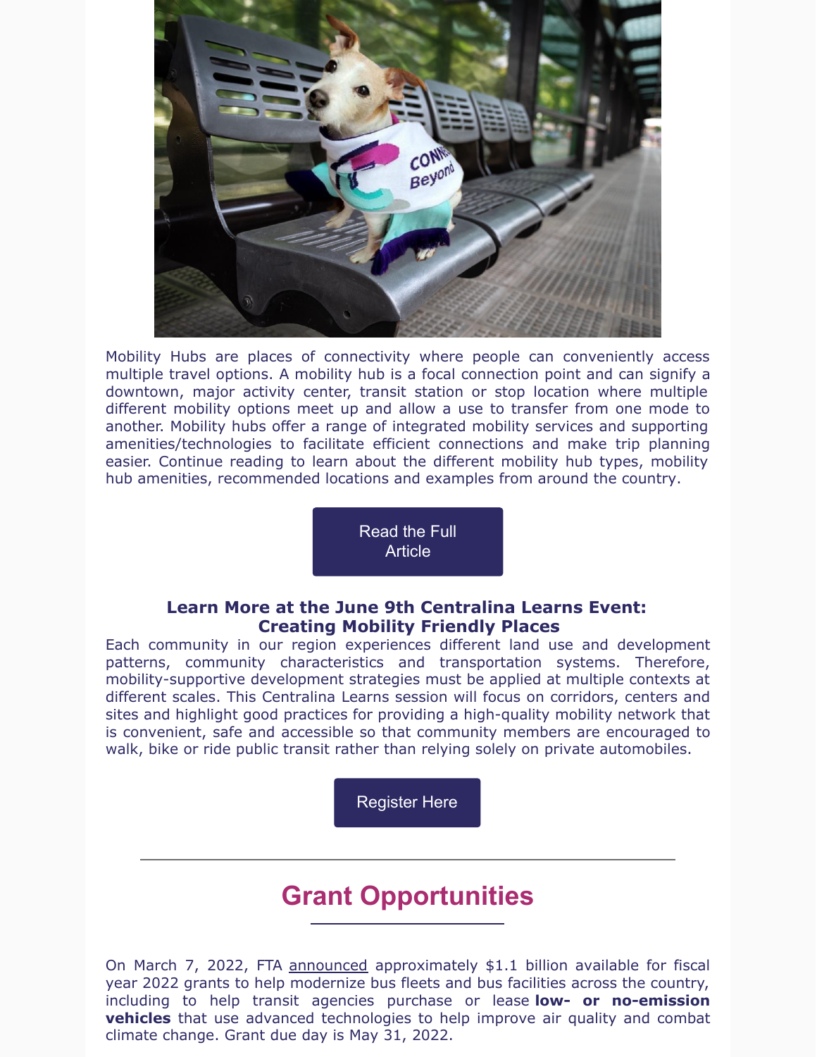Mobility Hubs are places of connectivity where people can conveniently access multiple travel options. A mobility hub is a focal connection point and can signify a downtown, major activity center, transit station or stop location where multiple different mobility options meet up and allow a use to transfer from one mode to another. Mobility hubs offer a range of integrated mobility services and supporting amenities/technologies to facilitate efficient connections and make trip planning easier. Continue reading to learn about the different mobility hub types, mobility hub amenities, recommended locations and examples from around the country.

Read the Full Article

**Learn More at the June 9th Centralina Learns Event: Creating Mobility Friendly Places**

Each community in our region experiences different land use and development patterns, community characteristics and transportation systems. Therefore, mobility-supportive development strategies must be applied at multiple contexts at different scales. This Centralina Learns session will focus on corridors, centers and sites and highlight good practices for providing a high-quality mobility network that is convenient, safe and accessible so that community members are encouraged to walk, bike or ride public transit rather than relying solely on private automobiles.

Register Here

## Grant Opportunities

On March 7, 2022, FTA announced approximately $1.1 billion available for fiscal year 2022 grants to help modernize bus fleets and bus facilities across the country, including to help transit agencies purchase or lease **low- or no-emission vehicles** that use advanced technologies to help improve air quality and combat climate change. Grant due day is May 31, 2022.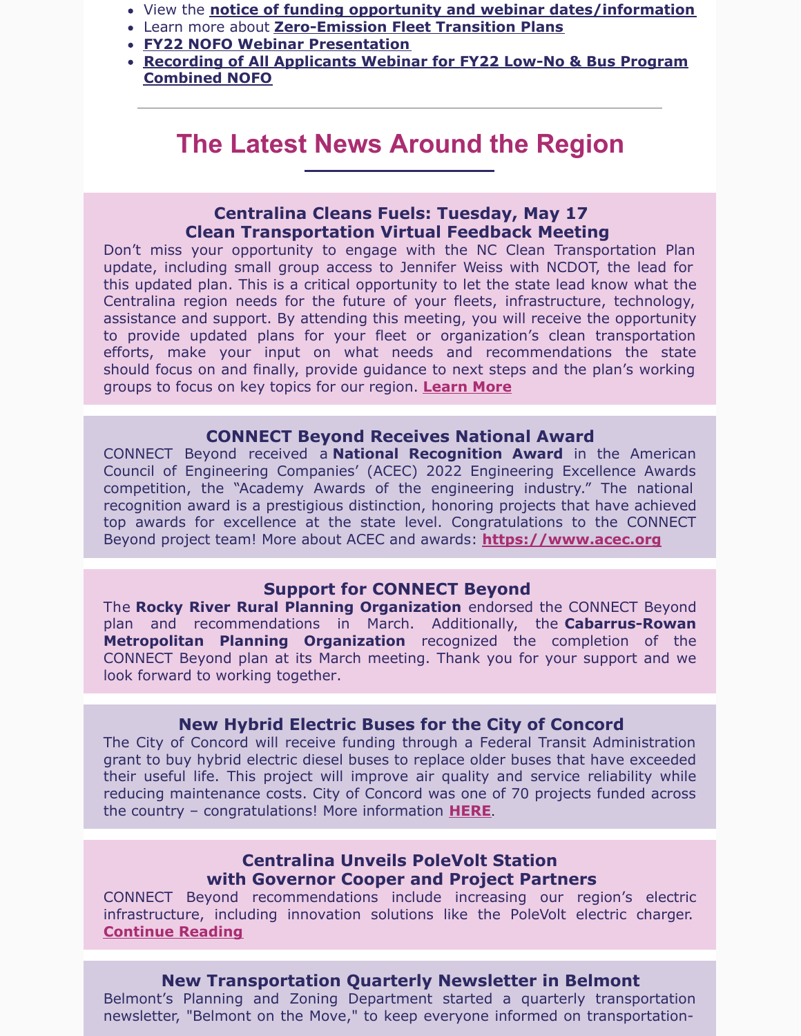- View the **notice of funding opportunity and webinar dates/information**
- Learn more about **Zero-Emission Fleet Transition Plans**
- **FY22 NOFO Webinar Presentation**
- **Recording of All Applicants Webinar for FY22 Low-No & Bus Program Combined NOFO**

---

# The Latest News Around the Region

### Centralina Cleans Fuels: Tuesday, May 17 Clean Transportation Virtual Feedback Meeting

Don't miss your opportunity to engage with the NC Clean Transportation Plan update, including small group access to Jennifer Weiss with NCDOT, the lead for this updated plan. This is a critical opportunity to let the state lead know what the Centralina region needs for the future of your fleets, infrastructure, technology, assistance and support. By attending this meeting, you will receive the opportunity to provide updated plans for your fleet or organization's clean transportation efforts, make your input on what needs and recommendations the state should focus on and finally, provide guidance to next steps and the plan's working groups to focus on key topics for our region. **Learn More**

### CONNECT Beyond Receives National Award

CONNECT Beyond received a **National Recognition Award** in the American Council of Engineering Companies' (ACEC) 2022 Engineering Excellence Awards competition, the "Academy Awards of the engineering industry." The national recognition award is a prestigious distinction, honoring projects that have achieved top awards for excellence at the state level. Congratulations to the CONNECT Beyond project team! More about ACEC and awards: **https://www.acec.org**

### Support for CONNECT Beyond

The **Rocky River Rural Planning Organization** endorsed the CONNECT Beyond plan and recommendations in March. Additionally, the **Cabarrus-Rowan Metropolitan Planning Organization** recognized the completion of the CONNECT Beyond plan at its March meeting. Thank you for your support and we look forward to working together.

### New Hybrid Electric Buses for the City of Concord

The City of Concord will receive funding through a Federal Transit Administration grant to buy hybrid electric diesel buses to replace older buses that have exceeded their useful life. This project will improve air quality and service reliability while reducing maintenance costs. City of Concord was one of 70 projects funded across the country – congratulations! More information **HERE**.

### Centralina Unveils PoleVolt Station with Governor Cooper and Project Partners

CONNECT Beyond recommendations include increasing our region's electric infrastructure, including innovation solutions like the PoleVolt electric charger. **Continue Reading**

### New Transportation Quarterly Newsletter in Belmont

Belmont's Planning and Zoning Department started a quarterly transportation newsletter, "Belmont on the Move," to keep everyone informed on transportation-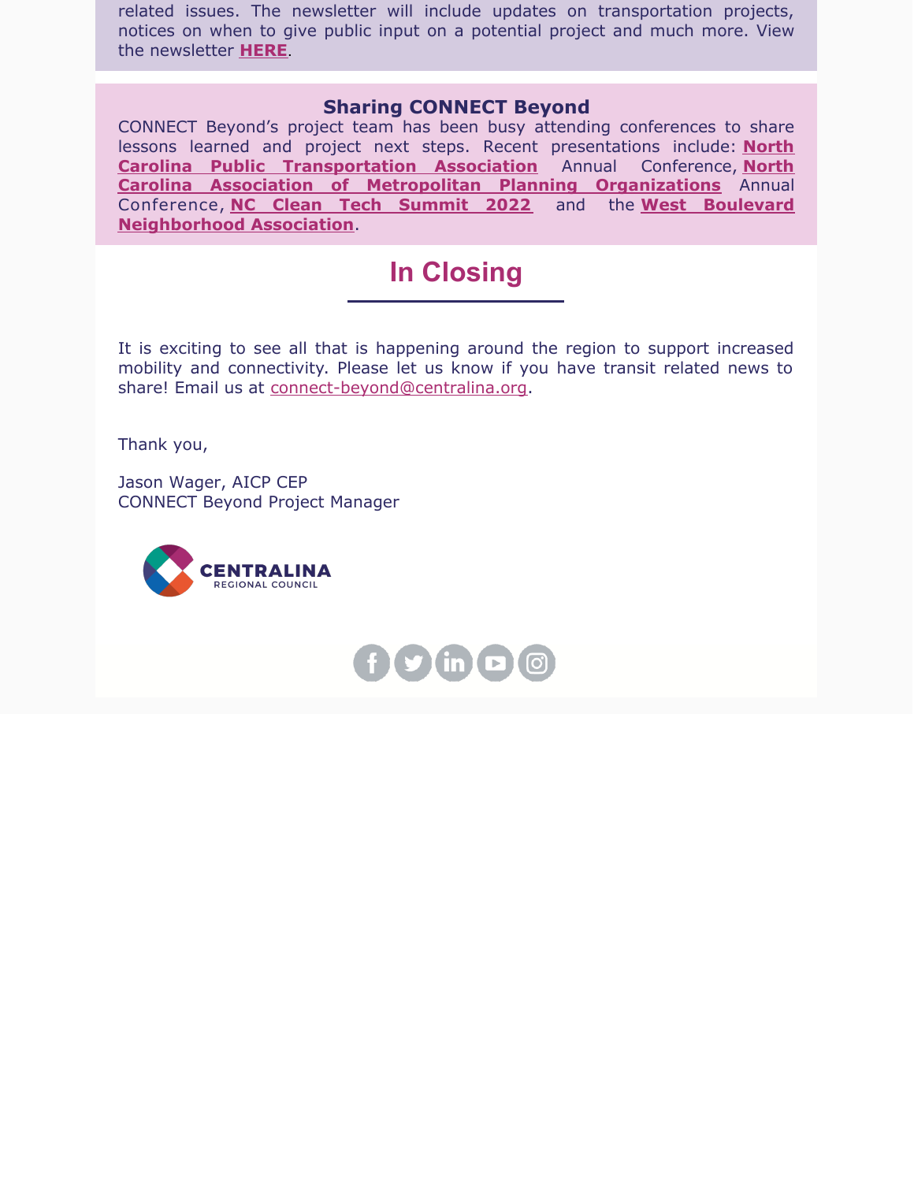related issues. The newsletter will include updates on transportation projects, notices on when to give public input on a potential project and much more. View the newsletter **HERE**.

### Sharing CONNECT Beyond

CONNECT Beyond's project team has been busy attending conferences to share lessons learned and project next steps. Recent presentations include: **North Carolina Public Transportation Association** Annual Conference, **North Carolina Association of Metropolitan Planning Organizations** Annual Conference, **NC Clean Tech Summit 2022** and the **West Boulevard Neighborhood Association**.

## In Closing

It is exciting to see all that is happening around the region to support increased mobility and connectivity. Please let us know if you have transit related news to share! Email us at connect-beyond@centralina.org.

Thank you,

Jason Wager, AICP CEP
CONNECT Beyond Project Manager

CENTRALINA
REGIONAL COUNCIL